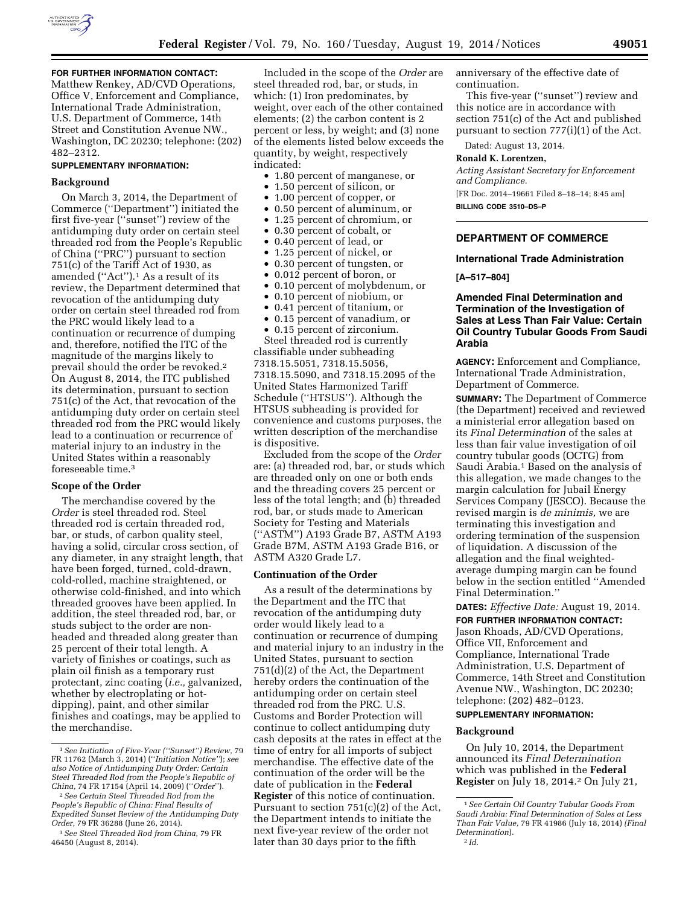**FOR FURTHER INFORMATION CONTACT:** Matthew Renkey, AD/CVD Operations, Office V, Enforcement and Compliance, International Trade Administration, U.S. Department of Commerce, 14th Street and Constitution Avenue NW., Washington, DC 20230; telephone: (202) 482–2312.

**SUPPLEMENTARY INFORMATION:**

**Background**

On March 3, 2014, the Department of Commerce (''Department'') initiated the first five-year (''sunset'') review of the antidumping duty order on certain steel threaded rod from the People's Republic of China (''PRC'') pursuant to section 751(c) of the Tariff Act of 1930, as amended (''Act'').[1] As a result of its review, the Department determined that revocation of the antidumping duty order on certain steel threaded rod from the PRC would likely lead to a continuation or recurrence of dumping and, therefore, notified the ITC of the magnitude of the margins likely to prevail should the order be revoked.[2] On August 8, 2014, the ITC published its determination, pursuant to section 751(c) of the Act, that revocation of the antidumping duty order on certain steel threaded rod from the PRC would likely lead to a continuation or recurrence of material injury to an industry in the United States within a reasonably foreseeable time.[3]

**Scope of the Order**

The merchandise covered by the *Order* is steel threaded rod. Steel threaded rod is certain threaded rod, bar, or studs, of carbon quality steel, having a solid, circular cross section, of any diameter, in any straight length, that have been forged, turned, cold-drawn, cold-rolled, machine straightened, or otherwise cold-finished, and into which threaded grooves have been applied. In addition, the steel threaded rod, bar, or studs subject to the order are non-headed and threaded along greater than 25 percent of their total length. A variety of finishes or coatings, such as plain oil finish as a temporary rust protectant, zinc coating (*i.e.,* galvanized, whether by electroplating or hot-dipping), paint, and other similar finishes and coatings, may be applied to the merchandise.

Included in the scope of the *Order* are steel threaded rod, bar, or studs, in which: (1) Iron predominates, by weight, over each of the other contained elements; (2) the carbon content is 2 percent or less, by weight; and (3) none of the elements listed below exceeds the quantity, by weight, respectively indicated:

- 1.80 percent of manganese, or
- 1.50 percent of silicon, or
- 1.00 percent of copper, or
- 0.50 percent of aluminum, or
- 1.25 percent of chromium, or
- 0.30 percent of cobalt, or
- 0.40 percent of lead, or
- 1.25 percent of nickel, or
- 0.30 percent of tungsten, or
- 0.012 percent of boron, or
- 0.10 percent of molybdenum, or
- 0.10 percent of niobium, or
- 0.41 percent of titanium, or
- 0.15 percent of vanadium, or
- 0.15 percent of zirconium.

Steel threaded rod is currently classifiable under subheading 7318.15.5051, 7318.15.5056, 7318.15.5090, and 7318.15.2095 of the United States Harmonized Tariff Schedule (''HTSUS''). Although the HTSUS subheading is provided for convenience and customs purposes, the written description of the merchandise is dispositive.

Excluded from the scope of the *Order* are: (a) threaded rod, bar, or studs which are threaded only on one or both ends and the threading covers 25 percent or less of the total length; and (b) threaded rod, bar, or studs made to American Society for Testing and Materials (''ASTM'') A193 Grade B7, ASTM A193 Grade B7M, ASTM A193 Grade B16, or ASTM A320 Grade L7.

**Continuation of the Order**

As a result of the determinations by the Department and the ITC that revocation of the antidumping duty order would likely lead to a continuation or recurrence of dumping and material injury to an industry in the United States, pursuant to section 751(d)(2) of the Act, the Department hereby orders the continuation of the antidumping order on certain steel threaded rod from the PRC. U.S. Customs and Border Protection will continue to collect antidumping duty cash deposits at the rates in effect at the time of entry for all imports of subject merchandise. The effective date of the continuation of the order will be the date of publication in the **Federal Register** of this notice of continuation. Pursuant to section 751(c)(2) of the Act, the Department intends to initiate the next five-year review of the order not later than 30 days prior to the fifth anniversary of the effective date of continuation.

This five-year (''sunset'') review and this notice are in accordance with section 751(c) of the Act and published pursuant to section 777(i)(1) of the Act.

Dated: August 13, 2014.

**Ronald K. Lorentzen,**

*Acting Assistant Secretary for Enforcement and Compliance.*

[FR Doc. 2014–19661 Filed 8–18–14; 8:45 am]

**BILLING CODE 3510–DS–P**

[1] *See Initiation of Five-Year (''Sunset'') Review,* 79 FR 11762 (March 3, 2014) (''*Initiation Notice*''); *see also Notice of Antidumping Duty Order: Certain Steel Threaded Rod from the People's Republic of China,* 74 FR 17154 (April 14, 2009) (''*Order*'').

[2] *See Certain Steel Threaded Rod from the People's Republic of China: Final Results of Expedited Sunset Review of the Antidumping Duty Order,* 79 FR 36288 (June 26, 2014).

[3] *See Steel Threaded Rod from China,* 79 FR 46450 (August 8, 2014).

---

**DEPARTMENT OF COMMERCE**

**International Trade Administration**

**[A–517–804]**

## Amended Final Determination and Termination of the Investigation of Sales at Less Than Fair Value: Certain Oil Country Tubular Goods From Saudi Arabia

**AGENCY:** Enforcement and Compliance, International Trade Administration, Department of Commerce.

**SUMMARY:** The Department of Commerce (the Department) received and reviewed a ministerial error allegation based on its *Final Determination* of the sales at less than fair value investigation of oil country tubular goods (OCTG) from Saudi Arabia.[1] Based on the analysis of this allegation, we made changes to the margin calculation for Jubail Energy Services Company (JESCO). Because the revised margin is *de minimis,* we are terminating this investigation and ordering termination of the suspension of liquidation. A discussion of the allegation and the final weighted-average dumping margin can be found below in the section entitled ''Amended Final Determination.''

**DATES:** *Effective Date:* August 19, 2014.

**FOR FURTHER INFORMATION CONTACT:** Jason Rhoads, AD/CVD Operations, Office VII, Enforcement and Compliance, International Trade Administration, U.S. Department of Commerce, 14th Street and Constitution Avenue NW., Washington, DC 20230; telephone: (202) 482–0123.

**SUPPLEMENTARY INFORMATION:**

**Background**

On July 10, 2014, the Department announced its *Final Determination* which was published in the **Federal Register** on July 18, 2014.[2] On July 21,

[1] *See Certain Oil Country Tubular Goods From Saudi Arabia: Final Determination of Sales at Less Than Fair Value,* 79 FR 41986 (July 18, 2014) *(Final Determination*).

[2] *Id.*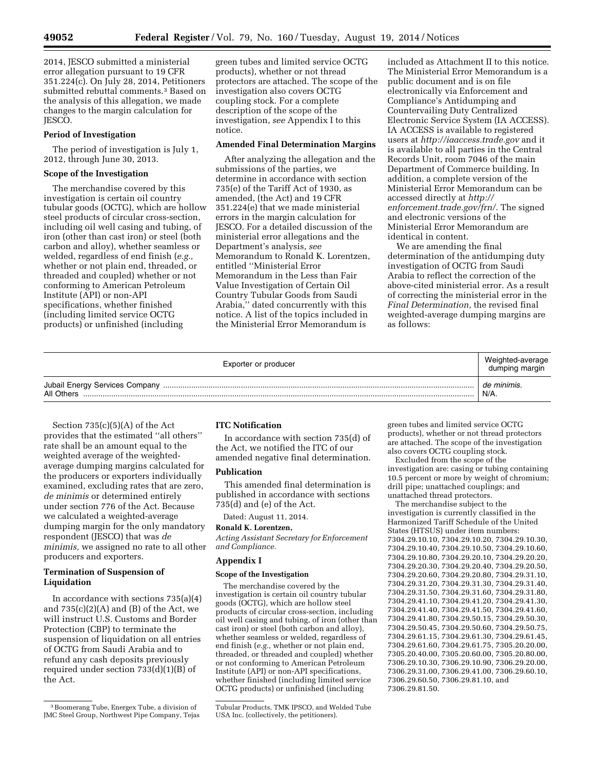2014, JESCO submitted a ministerial error allegation pursuant to 19 CFR 351.224(c). On July 28, 2014, Petitioners submitted rebuttal comments.[3] Based on the analysis of this allegation, we made changes to the margin calculation for JESCO.

### Period of Investigation

The period of investigation is July 1, 2012, through June 30, 2013.

### Scope of the Investigation

The merchandise covered by this investigation is certain oil country tubular goods (OCTG), which are hollow steel products of circular cross-section, including oil well casing and tubing, of iron (other than cast iron) or steel (both carbon and alloy), whether seamless or welded, regardless of end finish (*e.g.,* whether or not plain end, threaded, or threaded and coupled) whether or not conforming to American Petroleum Institute (API) or non-API specifications, whether finished (including limited service OCTG products) or unfinished (including green tubes and limited service OCTG products), whether or not thread protectors are attached. The scope of the investigation also covers OCTG coupling stock. For a complete description of the scope of the investigation, *see* Appendix I to this notice.

### Amended Final Determination Margins

After analyzing the allegation and the submissions of the parties, we determine in accordance with section 735(e) of the Tariff Act of 1930, as amended, (the Act) and 19 CFR 351.224(e) that we made ministerial errors in the margin calculation for JESCO. For a detailed discussion of the ministerial error allegations and the Department's analysis, *see* Memorandum to Ronald K. Lorentzen, entitled ''Ministerial Error Memorandum in the Less than Fair Value Investigation of Certain Oil Country Tubular Goods from Saudi Arabia,'' dated concurrently with this notice. A list of the topics included in the Ministerial Error Memorandum is included as Attachment II to this notice. The Ministerial Error Memorandum is a public document and is on file electronically via Enforcement and Compliance's Antidumping and Countervailing Duty Centralized Electronic Service System (IA ACCESS). IA ACCESS is available to registered users at *http://iaaccess.trade.gov* and it is available to all parties in the Central Records Unit, room 7046 of the main Department of Commerce building. In addition, a complete version of the Ministerial Error Memorandum can be accessed directly at *http://enforcement.trade.gov/frn/.* The signed and electronic versions of the Ministerial Error Memorandum are identical in content.

We are amending the final determination of the antidumping duty investigation of OCTG from Saudi Arabia to reflect the correction of the above-cited ministerial error. As a result of correcting the ministerial error in the *Final Determination,* the revised final weighted-average dumping margins are as follows:

| Exporter or producer | Weighted-average dumping margin |
|---|---|
| Jubail Energy Services Company | *de minimis.* |
| All Others | N/A. |

Section 735(c)(5)(A) of the Act provides that the estimated ''all others'' rate shall be an amount equal to the weighted average of the weighted-average dumping margins calculated for the producers or exporters individually examined, excluding rates that are zero, *de minimis* or determined entirely under section 776 of the Act. Because we calculated a weighted-average dumping margin for the only mandatory respondent (JESCO) that was *de minimis,* we assigned no rate to all other producers and exporters.

### Termination of Suspension of Liquidation

In accordance with sections 735(a)(4) and 735(c)(2)(A) and (B) of the Act, we will instruct U.S. Customs and Border Protection (CBP) to terminate the suspension of liquidation on all entries of OCTG from Saudi Arabia and to refund any cash deposits previously required under section 733(d)(1)(B) of the Act.

### ITC Notification

In accordance with section 735(d) of the Act, we notified the ITC of our amended negative final determination.

### Publication

This amended final determination is published in accordance with sections 735(d) and (e) of the Act.

Dated: August 11, 2014.

**Ronald K. Lorentzen,**

*Acting Assistant Secretary for Enforcement and Compliance.*

## Appendix I

### Scope of the Investigation

The merchandise covered by the investigation is certain oil country tubular goods (OCTG), which are hollow steel products of circular cross-section, including oil well casing and tubing, of iron (other than cast iron) or steel (both carbon and alloy), whether seamless or welded, regardless of end finish (*e.g.,* whether or not plain end, threaded, or threaded and coupled) whether or not conforming to American Petroleum Institute (API) or non-API specifications, whether finished (including limited service OCTG products) or unfinished (including green tubes and limited service OCTG products), whether or not thread protectors are attached. The scope of the investigation also covers OCTG coupling stock.

Excluded from the scope of the investigation are: casing or tubing containing 10.5 percent or more by weight of chromium; drill pipe; unattached couplings; and unattached thread protectors.

The merchandise subject to the investigation is currently classified in the Harmonized Tariff Schedule of the United States (HTSUS) under item numbers: 7304.29.10.10, 7304.29.10.20, 7304.29.10.30, 7304.29.10.40, 7304.29.10.50, 7304.29.10.60, 7304.29.10.80, 7304.29.20.10, 7304.29.20.20, 7304.29.20.30, 7304.29.20.40, 7304.29.20.50, 7304.29.20.60, 7304.29.20.80, 7304.29.31.10, 7304.29.31.20, 7304.29.31.30, 7304.29.31.40, 7304.29.31.50, 7304.29.31.60, 7304.29.31.80, 7304.29.41.10, 7304.29.41.20, 7304.29.41.30, 7304.29.41.40, 7304.29.41.50, 7304.29.41.60, 7304.29.41.80, 7304.29.50.15, 7304.29.50.30, 7304.29.50.45, 7304.29.50.60, 7304.29.50.75, 7304.29.61.15, 7304.29.61.30, 7304.29.61.45, 7304.29.61.60, 7304.29.61.75, 7305.20.20.00, 7305.20.40.00, 7305.20.60.00, 7305.20.80.00, 7306.29.10.30, 7306.29.10.90, 7306.29.20.00, 7306.29.31.00, 7306.29.41.00, 7306.29.60.10, 7306.29.60.50, 7306.29.81.10, and 7306.29.81.50.

---

[3] Boomerang Tube, Energex Tube, a division of JMC Steel Group, Northwest Pipe Company, Tejas Tubular Products, TMK IPSCO, and Welded Tube USA Inc. (collectively, the petitioners).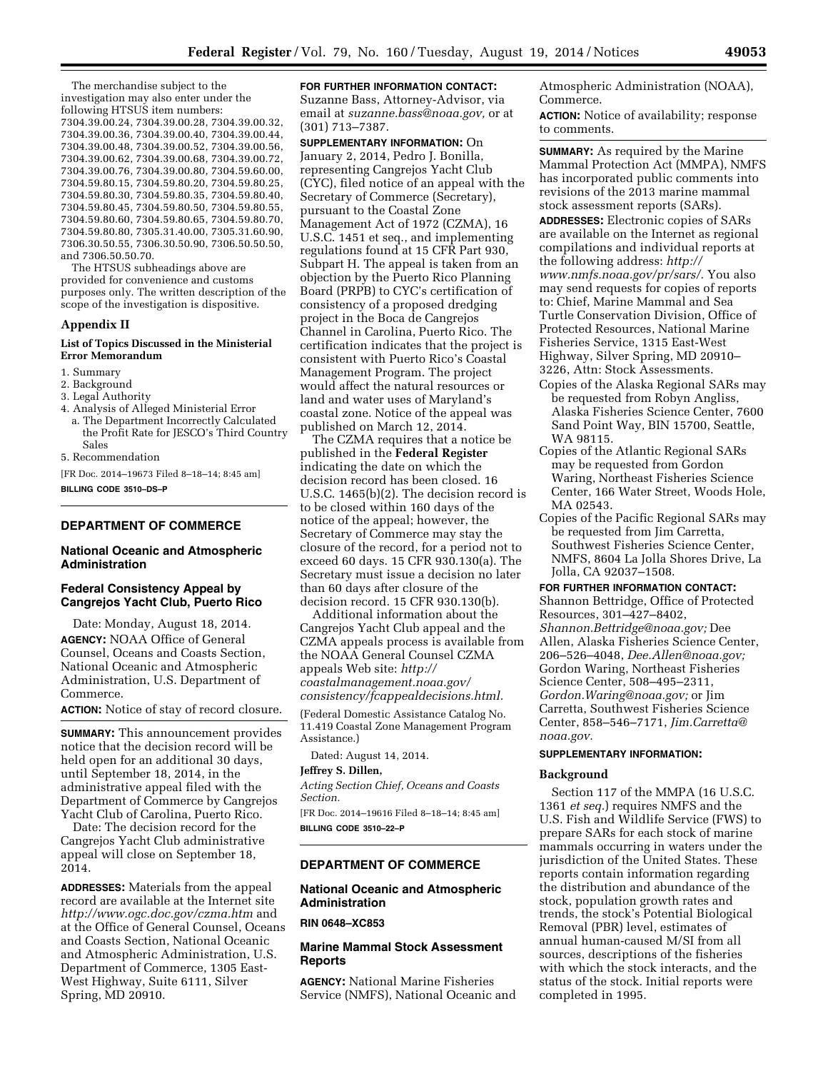The merchandise subject to the investigation may also enter under the following HTSUS item numbers: 7304.39.00.24, 7304.39.00.28, 7304.39.00.32, 7304.39.00.36, 7304.39.00.40, 7304.39.00.44, 7304.39.00.48, 7304.39.00.52, 7304.39.00.56, 7304.39.00.62, 7304.39.00.68, 7304.39.00.72, 7304.39.00.76, 7304.39.00.80, 7304.59.60.00, 7304.59.80.15, 7304.59.80.20, 7304.59.80.25, 7304.59.80.30, 7304.59.80.35, 7304.59.80.40, 7304.59.80.45, 7304.59.80.50, 7304.59.80.55, 7304.59.80.60, 7304.59.80.65, 7304.59.80.70, 7304.59.80.80, 7305.31.40.00, 7305.31.60.90, 7306.30.50.55, 7306.30.50.90, 7306.50.50.50, and 7306.50.50.70.

The HTSUS subheadings above are provided for convenience and customs purposes only. The written description of the scope of the investigation is dispositive.

## Appendix II

### List of Topics Discussed in the Ministerial Error Memorandum

1. Summary
2. Background
3. Legal Authority
4. Analysis of Alleged Ministerial Error
   a. The Department Incorrectly Calculated the Profit Rate for JESCO's Third Country Sales
5. Recommendation

[FR Doc. 2014–19673 Filed 8–18–14; 8:45 am]

**BILLING CODE 3510–DS–P**

---

## DEPARTMENT OF COMMERCE

### National Oceanic and Atmospheric Administration

### Federal Consistency Appeal by Cangrejos Yacht Club, Puerto Rico

Date: Monday, August 18, 2014.

**AGENCY:** NOAA Office of General Counsel, Oceans and Coasts Section, National Oceanic and Atmospheric Administration, U.S. Department of Commerce.

**ACTION:** Notice of stay of record closure.

**SUMMARY:** This announcement provides notice that the decision record will be held open for an additional 30 days, until September 18, 2014, in the administrative appeal filed with the Department of Commerce by Cangrejos Yacht Club of Carolina, Puerto Rico.

Date: The decision record for the Cangrejos Yacht Club administrative appeal will close on September 18, 2014.

**ADDRESSES:** Materials from the appeal record are available at the Internet site *http://www.ogc.doc.gov/czma.htm* and at the Office of General Counsel, Oceans and Coasts Section, National Oceanic and Atmospheric Administration, U.S. Department of Commerce, 1305 East-West Highway, Suite 6111, Silver Spring, MD 20910.

**FOR FURTHER INFORMATION CONTACT:** Suzanne Bass, Attorney-Advisor, via email at *suzanne.bass@noaa.gov,* or at (301) 713–7387.

**SUPPLEMENTARY INFORMATION:** On January 2, 2014, Pedro J. Bonilla, representing Cangrejos Yacht Club (CYC), filed notice of an appeal with the Secretary of Commerce (Secretary), pursuant to the Coastal Zone Management Act of 1972 (CZMA), 16 U.S.C. 1451 et seq., and implementing regulations found at 15 CFR Part 930, Subpart H. The appeal is taken from an objection by the Puerto Rico Planning Board (PRPB) to CYC's certification of consistency of a proposed dredging project in the Boca de Cangrejos Channel in Carolina, Puerto Rico. The certification indicates that the project is consistent with Puerto Rico's Coastal Management Program. The project would affect the natural resources or land and water uses of Maryland's coastal zone. Notice of the appeal was published on March 12, 2014.

The CZMA requires that a notice be published in the **Federal Register** indicating the date on which the decision record has been closed. 16 U.S.C. 1465(b)(2). The decision record is to be closed within 160 days of the notice of the appeal; however, the Secretary of Commerce may stay the closure of the record, for a period not to exceed 60 days. 15 CFR 930.130(a). The Secretary must issue a decision no later than 60 days after closure of the decision record. 15 CFR 930.130(b).

Additional information about the Cangrejos Yacht Club appeal and the CZMA appeals process is available from the NOAA General Counsel CZMA appeals Web site: *http://coastalmanagement.noaa.gov/consistency/fcappealdecisions.html.*

(Federal Domestic Assistance Catalog No. 11.419 Coastal Zone Management Program Assistance.)

Dated: August 14, 2014.

**Jeffrey S. Dillen,**

*Acting Section Chief, Oceans and Coasts Section.*

[FR Doc. 2014–19616 Filed 8–18–14; 8:45 am]

**BILLING CODE 3510–22–P**

---

## DEPARTMENT OF COMMERCE

### National Oceanic and Atmospheric Administration

**RIN 0648–XC853**

### Marine Mammal Stock Assessment Reports

**AGENCY:** National Marine Fisheries Service (NMFS), National Oceanic and Atmospheric Administration (NOAA), Commerce.

**ACTION:** Notice of availability; response to comments.

**SUMMARY:** As required by the Marine Mammal Protection Act (MMPA), NMFS has incorporated public comments into revisions of the 2013 marine mammal stock assessment reports (SARs).

**ADDRESSES:** Electronic copies of SARs are available on the Internet as regional compilations and individual reports at the following address: *http://www.nmfs.noaa.gov/pr/sars/.* You also may send requests for copies of reports to: Chief, Marine Mammal and Sea Turtle Conservation Division, Office of Protected Resources, National Marine Fisheries Service, 1315 East-West Highway, Silver Spring, MD 20910–3226, Attn: Stock Assessments.

Copies of the Alaska Regional SARs may be requested from Robyn Angliss, Alaska Fisheries Science Center, 7600 Sand Point Way, BIN 15700, Seattle, WA 98115.

Copies of the Atlantic Regional SARs may be requested from Gordon Waring, Northeast Fisheries Science Center, 166 Water Street, Woods Hole, MA 02543.

Copies of the Pacific Regional SARs may be requested from Jim Carretta, Southwest Fisheries Science Center, NMFS, 8604 La Jolla Shores Drive, La Jolla, CA 92037–1508.

**FOR FURTHER INFORMATION CONTACT:** Shannon Bettridge, Office of Protected Resources, 301–427–8402, *Shannon.Bettridge@noaa.gov;* Dee Allen, Alaska Fisheries Science Center, 206–526–4048, *Dee.Allen@noaa.gov;* Gordon Waring, Northeast Fisheries Science Center, 508–495–2311, *Gordon.Waring@noaa.gov;* or Jim Carretta, Southwest Fisheries Science Center, 858–546–7171, *Jim.Carretta@noaa.gov.*

**SUPPLEMENTARY INFORMATION:**

#### Background

Section 117 of the MMPA (16 U.S.C. 1361 *et seq.*) requires NMFS and the U.S. Fish and Wildlife Service (FWS) to prepare SARs for each stock of marine mammals occurring in waters under the jurisdiction of the United States. These reports contain information regarding the distribution and abundance of the stock, population growth rates and trends, the stock's Potential Biological Removal (PBR) level, estimates of annual human-caused M/SI from all sources, descriptions of the fisheries with which the stock interacts, and the status of the stock. Initial reports were completed in 1995.